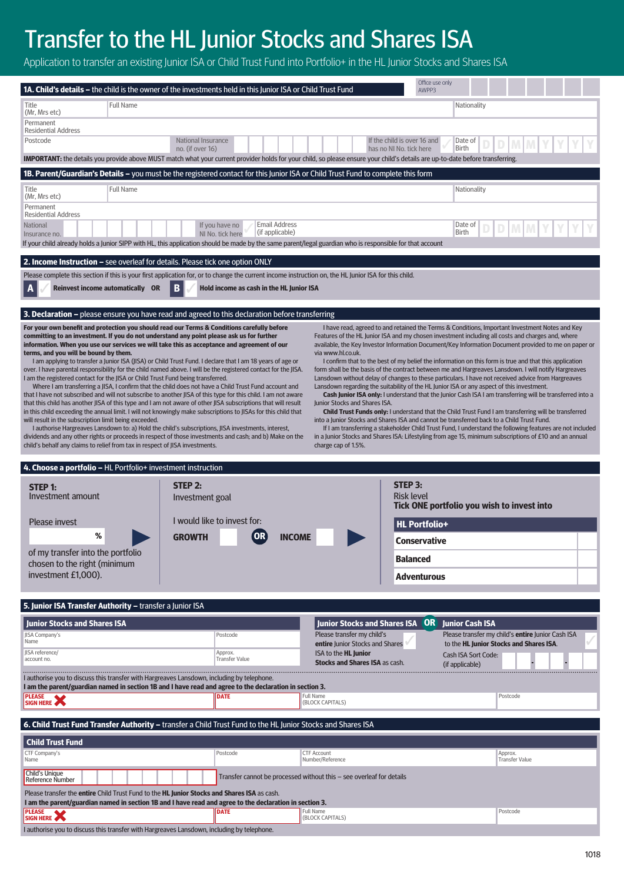# Transfer to the HL Junior Stocks and Shares ISA

Application to transfer an existing Junior ISA or Child Trust Fund into Portfolio+ in the HL Junior Stocks and Shares ISA

## 1A. Child's details – the child is the owner of the investments held in this Junior ISA or Child Trust Fund

Office use only AWPP3

| Title (Mr, Mrs etc) | Full Name | | Nationality |
|---|---|---|---|
| Permanent Residential Address | | | |
| Postcode | National Insurance no. (if over 16) | If the child is over 16 and has no NI No. tick here | Date of Birth D D M M Y Y Y Y |

**IMPORTANT:** the details you provide above MUST match what your current provider holds for your child, so please ensure your child's details are up-to-date before transferring.

## 1B. Parent/Guardian's Details – you must be the registered contact for this Junior ISA or Child Trust Fund to complete this form

| Title (Mr, Mrs etc) | Full Name | | | Nationality |
|---|---|---|---|---|
| Permanent Residential Address | | | | |
| National Insurance no. | If you have no NI No. tick here | Email Address (if applicable) | | Date of Birth D D M M Y Y Y Y |

If your child already holds a Junior SIPP with HL, this application should be made by the same parent/legal guardian who is responsible for that account

## 2. Income Instruction – see overleaf for details. Please tick one option ONLY

Please complete this section if this is your first application for, or to change the current income instruction on, the HL Junior ISA for this child.

**A** **Reinvest income automatically** OR **B** **Hold income as cash in the HL Junior ISA**

## 3. Declaration – please ensure you have read and agreed to this declaration before transferring

**For your own benefit and protection you should read our Terms & Conditions carefully before committing to an investment. If you do not understand any point please ask us for further information. When you use our services we will take this as acceptance and agreement of our terms, and you will be bound by them.**

I am applying to transfer a Junior ISA (JISA) or Child Trust Fund. I declare that I am 18 years of age or over. I have parental responsibility for the child named above. I will be the registered contact for the JISA. I am the registered contact for the JISA or Child Trust Fund being transferred.

Where I am transferring a JISA, I confirm that the child does not have a Child Trust Fund account and that I have not subscribed and will not subscribe to another JISA of this type for this child. I am not aware that this child has another JISA of this type and I am not aware of other JISA subscriptions that will result in this child exceeding the annual limit. I will not knowingly make subscriptions to JISAs for this child that will result in the subscription limit being exceeded.

I authorise Hargreaves Lansdown to: a) Hold the child's subscriptions, JISA investments, interest, dividends and any other rights or proceeds in respect of those investments and cash; and b) Make on the child's behalf any claims to relief from tax in respect of JISA investments.

I have read, agreed to and retained the Terms & Conditions, Important Investment Notes and Key Features of the HL Junior ISA and my chosen investment including all costs and charges and, where available, the Key Investor Information Document/Key Information Document provided to me on paper or via www.hl.co.uk.

I confirm that to the best of my belief the information on this form is true and that this application form shall be the basis of the contract between me and Hargreaves Lansdown. I will notify Hargreaves Lansdown without delay of changes to these particulars. I have not received advice from Hargreaves Lansdown regarding the suitability of the HL Junior ISA or any aspect of this investment.

**Cash Junior ISA only:** I understand that the Junior Cash ISA I am transferring will be transferred into a Junior Stocks and Shares ISA.

**Child Trust Funds only:** I understand that the Child Trust Fund I am transferring will be transferred into a Junior Stocks and Shares ISA and cannot be transferred back to a Child Trust Fund.

If I am transferring a stakeholder Child Trust Fund, I understand the following features are not included in a Junior Stocks and Shares ISA: Lifestyling from age 15, minimum subscriptions of £10 and an annual charge cap of 1.5%.

## 4. Choose a portfolio – HL Portfolio+ investment instruction

**STEP 1:** Investment amount

Please invest ______ % of my transfer into the portfolio chosen to the right (minimum investment £1,000).

**STEP 2:** Investment goal

I would like to invest for: **GROWTH** OR **INCOME**

**STEP 3:** Risk level
**Tick ONE portfolio you wish to invest into**

| HL Portfolio+ | |
|---|---|
| Conservative | |
| Balanced | |
| Adventurous | |

## 5. Junior ISA Transfer Authority – transfer a Junior ISA

**Junior Stocks and Shares ISA**

| JISA Company's Name | Postcode |
|---|---|
| JISA reference/ account no. | Approx. Transfer Value |

**Junior Stocks and Shares ISA** OR **Junior Cash ISA**

Please transfer my child's **entire** Junior Stocks and Shares ISA to the **HL Junior Stocks and Shares ISA** as cash.

Please transfer my child's **entire** Junior Cash ISA to the **HL Junior Stocks and Shares ISA**.

Cash ISA Sort Code: (if applicable) __ - __ - __

I authorise you to discuss this transfer with Hargreaves Lansdown, including by telephone.
**I am the parent/guardian named in section 1B and I have read and agree to the declaration in section 3.**

| PLEASE SIGN HERE ✘ | DATE | Full Name (BLOCK CAPITALS) | Postcode |
|---|---|---|---|
| | | | |

## 6. Child Trust Fund Transfer Authority – transfer a Child Trust Fund to the HL Junior Stocks and Shares ISA

**Child Trust Fund**

| CTF Company's Name | Postcode | CTF Account Number/Reference | Approx. Transfer Value |
|---|---|---|---|
| Child's Unique Reference Number | | | |

Transfer cannot be processed without this – see overleaf for details

Please transfer the **entire** Child Trust Fund to the **HL Junior Stocks and Shares ISA** as cash.
**I am the parent/guardian named in section 1B and I have read and agree to the declaration in section 3.**

| PLEASE SIGN HERE ✘ | DATE | Full Name (BLOCK CAPITALS) | Postcode |
|---|---|---|---|
| | | | |

I authorise you to discuss this transfer with Hargreaves Lansdown, including by telephone.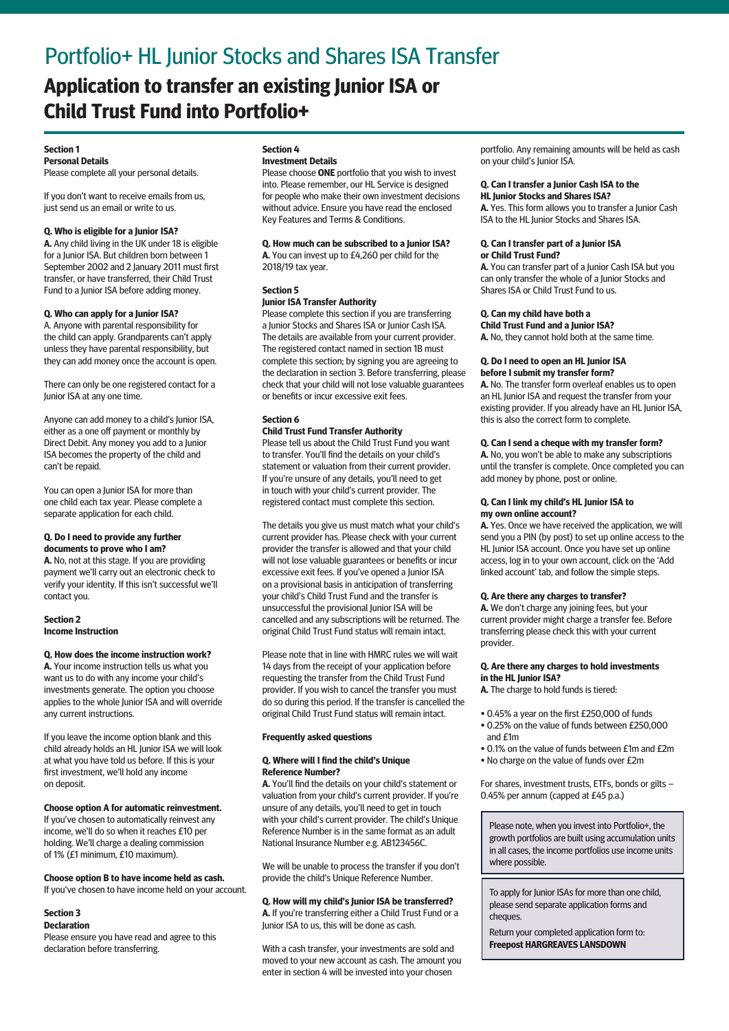# Portfolio+ HL Junior Stocks and Shares ISA Transfer

## Application to transfer an existing Junior ISA or Child Trust Fund into Portfolio+

**Section 1**
**Personal Details**
Please complete all your personal details.

If you don't want to receive emails from us, just send us an email or write to us.

**Q. Who is eligible for a Junior ISA?**
**A.** Any child living in the UK under 18 is eligible for a Junior ISA. But children born between 1 September 2002 and 2 January 2011 must first transfer, or have transferred, their Child Trust Fund to a Junior ISA before adding money.

**Q. Who can apply for a Junior ISA?**
A. Anyone with parental responsibility for the child can apply. Grandparents can't apply unless they have parental responsibility, but they can add money once the account is open.

There can only be one registered contact for a Junior ISA at any one time.

Anyone can add money to a child's Junior ISA, either as a one off payment or monthly by Direct Debit. Any money you add to a Junior ISA becomes the property of the child and can't be repaid.

You can open a Junior ISA for more than one child each tax year. Please complete a separate application for each child.

**Q. Do I need to provide any further documents to prove who I am?**
**A.** No, not at this stage. If you are providing payment we'll carry out an electronic check to verify your identity. If this isn't successful we'll contact you.

**Section 2**
**Income Instruction**

**Q. How does the income instruction work?**
**A.** Your income instruction tells us what you want us to do with any income your child's investments generate. The option you choose applies to the whole Junior ISA and will override any current instructions.

If you leave the income option blank and this child already holds an HL Junior ISA we will look at what you have told us before. If this is your first investment, we'll hold any income on deposit.

**Choose option A for automatic reinvestment.**
If you've chosen to automatically reinvest any income, we'll do so when it reaches £10 per holding. We'll charge a dealing commission of 1% (£1 minimum, £10 maximum).

**Choose option B to have income held as cash.**
If you've chosen to have income held on your account.

**Section 3**
**Declaration**
Please ensure you have read and agree to this declaration before transferring.

**Section 4**
**Investment Details**
Please choose **ONE** portfolio that you wish to invest into. Please remember, our HL Service is designed for people who make their own investment decisions without advice. Ensure you have read the enclosed Key Features and Terms & Conditions.

**Q. How much can be subscribed to a Junior ISA?**
**A.** You can invest up to £4,260 per child for the 2018/19 tax year.

**Section 5**
**Junior ISA Transfer Authority**
Please complete this section if you are transferring a Junior Stocks and Shares ISA or Junior Cash ISA. The details are available from your current provider. The registered contact named in section 1B must complete this section; by signing you are agreeing to the declaration in section 3. Before transferring, please check that your child will not lose valuable guarantees or benefits or incur excessive exit fees.

**Section 6**
**Child Trust Fund Transfer Authority**
Please tell us about the Child Trust Fund you want to transfer. You'll find the details on your child's statement or valuation from their current provider. If you're unsure of any details, you'll need to get in touch with your child's current provider. The registered contact must complete this section.

The details you give us must match what your child's current provider has. Please check with your current provider the transfer is allowed and that your child will not lose valuable guarantees or benefits or incur excessive exit fees. If you've opened a Junior ISA on a provisional basis in anticipation of transferring your child's Child Trust Fund and the transfer is unsuccessful the provisional Junior ISA will be cancelled and any subscriptions will be returned. The original Child Trust Fund status will remain intact.

Please note that in line with HMRC rules we will wait 14 days from the receipt of your application before requesting the transfer from the Child Trust Fund provider. If you wish to cancel the transfer you must do so during this period. If the transfer is cancelled the original Child Trust Fund status will remain intact.

**Frequently asked questions**

**Q. Where will I find the child's Unique Reference Number?**
**A.** You'll find the details on your child's statement or valuation from your child's current provider. If you're unsure of any details, you'll need to get in touch with your child's current provider. The child's Unique Reference Number is in the same format as an adult National Insurance Number e.g. AB123456C.

We will be unable to process the transfer if you don't provide the child's Unique Reference Number.

**Q. How will my child's Junior ISA be transferred?**
**A.** If you're transferring either a Child Trust Fund or a Junior ISA to us, this will be done as cash.

With a cash transfer, your investments are sold and moved to your new account as cash. The amount you enter in section 4 will be invested into your chosen portfolio. Any remaining amounts will be held as cash on your child's Junior ISA.

**Q. Can I transfer a Junior Cash ISA to the HL Junior Stocks and Shares ISA?**
**A.** Yes. This form allows you to transfer a Junior Cash ISA to the HL Junior Stocks and Shares ISA.

**Q. Can I transfer part of a Junior ISA or Child Trust Fund?**
**A.** You can transfer part of a Junior Cash ISA but you can only transfer the whole of a Junior Stocks and Shares ISA or Child Trust Fund to us.

**Q. Can my child have both a Child Trust Fund and a Junior ISA?**
**A.** No, they cannot hold both at the same time.

**Q. Do I need to open an HL Junior ISA before I submit my transfer form?**
**A.** No. The transfer form overleaf enables us to open an HL Junior ISA and request the transfer from your existing provider. If you already have an HL Junior ISA, this is also the correct form to complete.

**Q. Can I send a cheque with my transfer form?**
**A.** No, you won't be able to make any subscriptions until the transfer is complete. Once completed you can add money by phone, post or online.

**Q. Can I link my child's HL Junior ISA to my own online account?**
**A.** Yes. Once we have received the application, we will send you a PIN (by post) to set up online access to the HL Junior ISA account. Once you have set up online access, log in to your own account, click on the 'Add linked account' tab, and follow the simple steps.

**Q. Are there any charges to transfer?**
**A.** We don't charge any joining fees, but your current provider might charge a transfer fee. Before transferring please check this with your current provider.

**Q. Are there any charges to hold investments in the HL Junior ISA?**
**A.** The charge to hold funds is tiered:

- 0.45% a year on the first £250,000 of funds
- 0.25% on the value of funds between £250,000 and £1m
- 0.1% on the value of funds between £1m and £2m
- No charge on the value of funds over £2m

For shares, investment trusts, ETFs, bonds or gilts – 0.45% per annum (capped at £45 p.a.)

Please note, when you invest into Portfolio+, the growth portfolios are built using accumulation units in all cases, the income portfolios use income units where possible.

To apply for Junior ISAs for more than one child, please send separate application forms and cheques.

Return your completed application form to:
**Freepost HARGREAVES LANSDOWN**